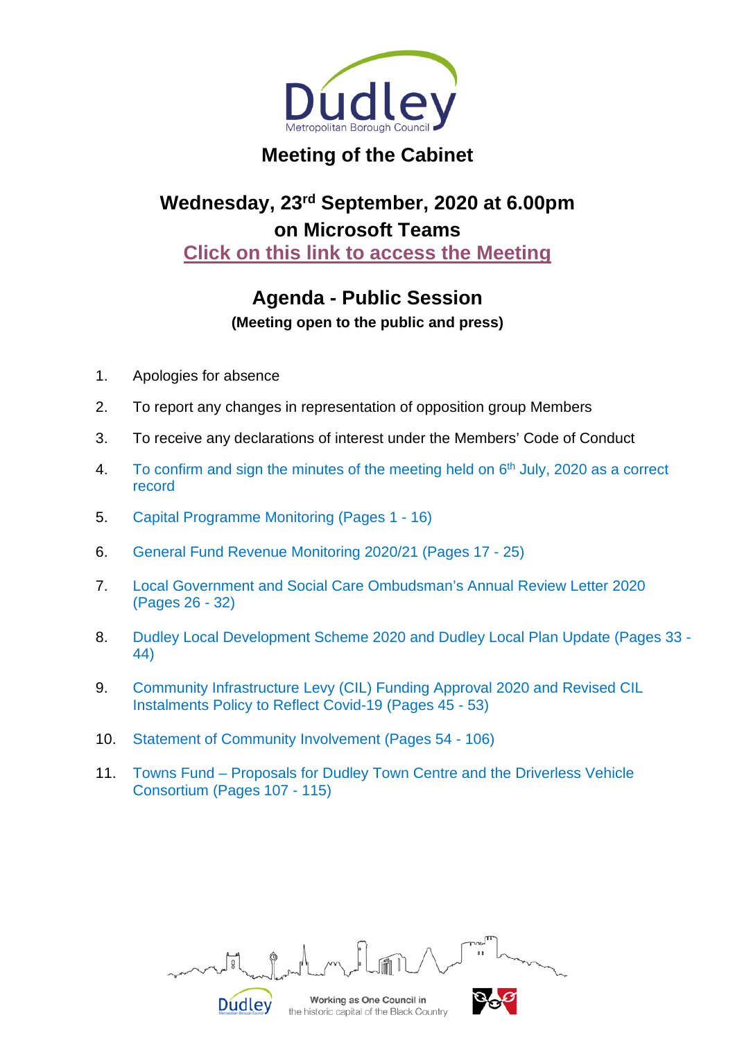# Meeting of the Cabinet

## Wednesday, 23rd September, 2020 at 6.00pm on Microsoft Teams

Click on this link to access the Meeting

## Agenda - Public Session

**(Meeting open to the public and press)**

1. Apologies for absence
2. To report any changes in representation of opposition group Members
3. To receive any declarations of interest under the Members' Code of Conduct
4. To confirm and sign the minutes of the meeting held on 6th July, 2020 as a correct record
5. Capital Programme Monitoring (Pages 1 - 16)
6. General Fund Revenue Monitoring 2020/21 (Pages 17 - 25)
7. Local Government and Social Care Ombudsman's Annual Review Letter 2020 (Pages 26 - 32)
8. Dudley Local Development Scheme 2020 and Dudley Local Plan Update (Pages 33 - 44)
9. Community Infrastructure Levy (CIL) Funding Approval 2020 and Revised CIL Instalments Policy to Reflect Covid-19 (Pages 45 - 53)
10. Statement of Community Involvement (Pages 54 - 106)
11. Towns Fund – Proposals for Dudley Town Centre and the Driverless Vehicle Consortium (Pages 107 - 115)

Working as One Council in the historic capital of the Black Country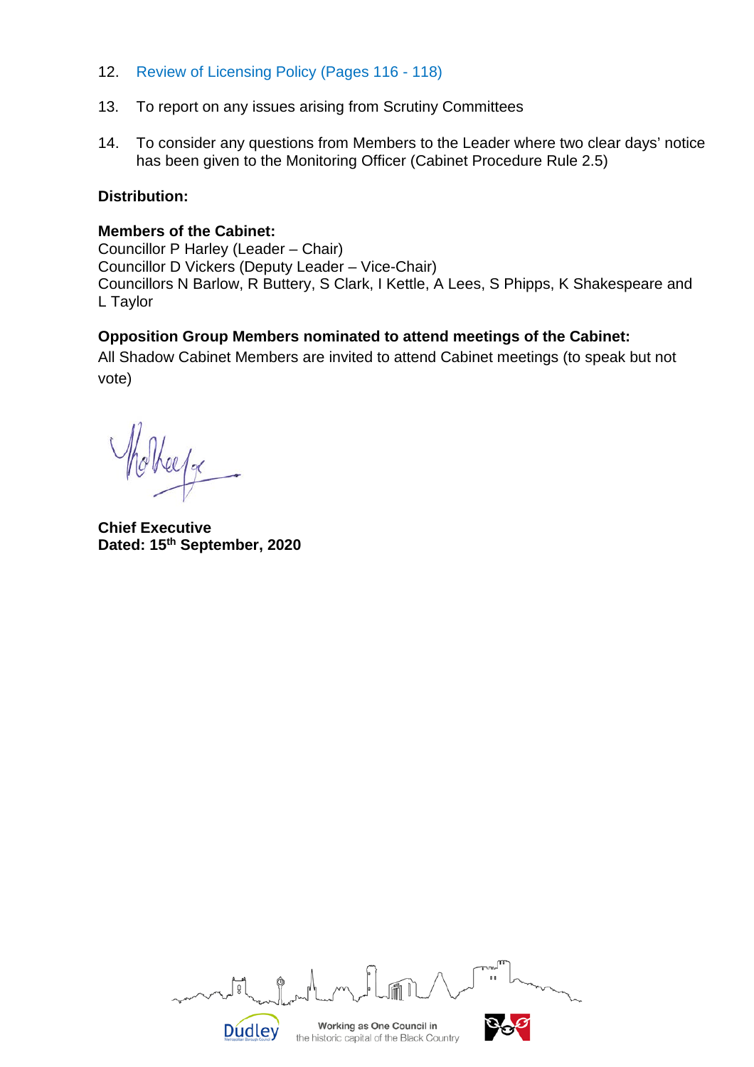12. Review of Licensing Policy (Pages 116 - 118)

13. To report on any issues arising from Scrutiny Committees

14. To consider any questions from Members to the Leader where two clear days' notice has been given to the Monitoring Officer (Cabinet Procedure Rule 2.5)

**Distribution:**

**Members of the Cabinet:**
Councillor P Harley (Leader – Chair)
Councillor D Vickers (Deputy Leader – Vice-Chair)
Councillors N Barlow, R Buttery, S Clark, I Kettle, A Lees, S Phipps, K Shakespeare and L Taylor

**Opposition Group Members nominated to attend meetings of the Cabinet:**
All Shadow Cabinet Members are invited to attend Cabinet meetings (to speak but not vote)

**Chief Executive**
**Dated: 15th September, 2020**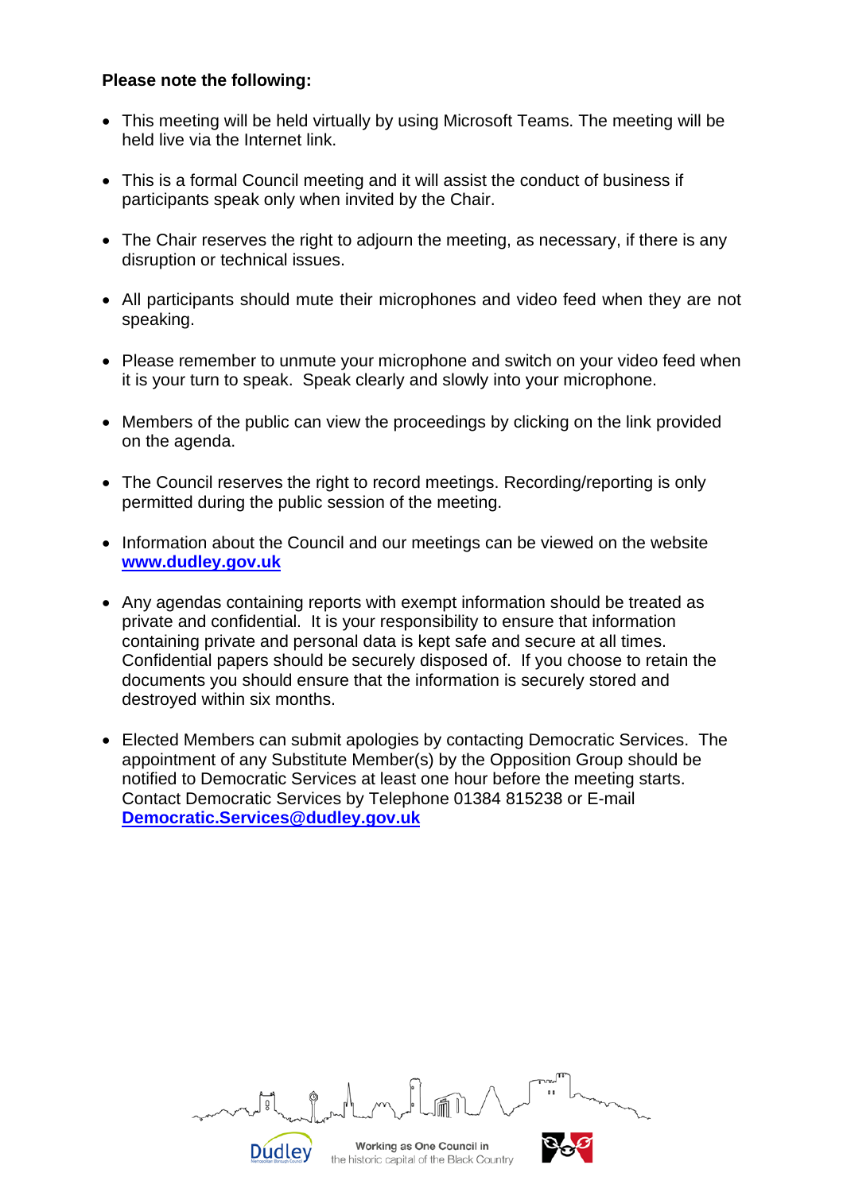**Please note the following:**

- This meeting will be held virtually by using Microsoft Teams. The meeting will be held live via the Internet link.
- This is a formal Council meeting and it will assist the conduct of business if participants speak only when invited by the Chair.
- The Chair reserves the right to adjourn the meeting, as necessary, if there is any disruption or technical issues.
- All participants should mute their microphones and video feed when they are not speaking.
- Please remember to unmute your microphone and switch on your video feed when it is your turn to speak. Speak clearly and slowly into your microphone.
- Members of the public can view the proceedings by clicking on the link provided on the agenda.
- The Council reserves the right to record meetings. Recording/reporting is only permitted during the public session of the meeting.
- Information about the Council and our meetings can be viewed on the website **www.dudley.gov.uk**
- Any agendas containing reports with exempt information should be treated as private and confidential. It is your responsibility to ensure that information containing private and personal data is kept safe and secure at all times. Confidential papers should be securely disposed of. If you choose to retain the documents you should ensure that the information is securely stored and destroyed within six months.
- Elected Members can submit apologies by contacting Democratic Services. The appointment of any Substitute Member(s) by the Opposition Group should be notified to Democratic Services at least one hour before the meeting starts. Contact Democratic Services by Telephone 01384 815238 or E-mail **Democratic.Services@dudley.gov.uk**

Working as One Council in the historic capital of the Black Country